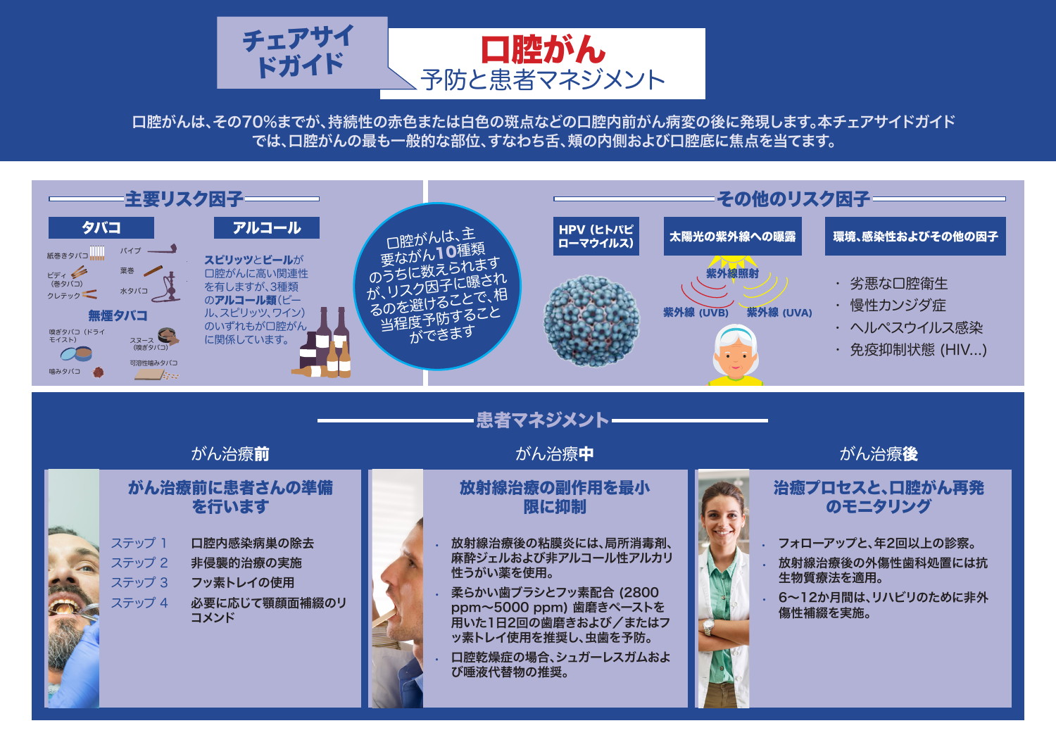チェアサイドガイド

# 口腔がん
## 予防と患者マネジメント

口腔がんは、その70%までが、持続性の赤色または白色の斑点などの口腔内前がん病変の後に発現します。本チェアサイドガイドでは、口腔がんの最も一般的な部位、すなわち舌、頬の内側および口腔底に焦点を当てます。

## 主要リスク因子

### タバコ

紙巻きタバコ
パイプ
ビディ（巻タバコ）
葉巻
クレテック
水タバコ

### 無煙タバコ

嗅ぎタバコ（ドライモイスト）
スヌース（嗅ぎタバコ）
噛みタバコ
可溶性噛みタバコ

### アルコール

**スピリッツ**と**ビール**が口腔がんに高い関連性を有しますが、3種類の**アルコール類**（ビール、スピリッツ、ワイン）のいずれもが口腔がんに関係しています。

口腔がんは、主要ながん10種類のうちに数えられますが、リスク因子に曝されるのを避けることで、相当程度予防することができます

## その他のリスク因子

### HPV（ヒトパピローマウイルス）

### 太陽光の紫外線への曝露

紫外線照射
紫外線（UVB）
紫外線（UVA）

### 環境、感染性およびその他の因子

- 劣悪な口腔衛生
- 慢性カンジダ症
- ヘルペスウイルス感染
- 免疫抑制状態（HIV...）

## 患者マネジメント

### がん治療**前**

#### がん治療前に患者さんの準備を行います

| | |
|---|---|
| ステップ 1 | 口腔内感染病巣の除去 |
| ステップ 2 | 非侵襲的治療の実施 |
| ステップ 3 | フッ素トレイの使用 |
| ステップ 4 | 必要に応じて顎顔面補綴のリコメンド |

### がん治療**中**

#### 放射線治療の副作用を最小限に抑制

- 放射線治療後の粘膜炎には、局所消毒剤、麻酔ジェルおよび非アルコール性アルカリ性うがい薬を使用。
- 柔らかい歯ブラシとフッ素配合（2800 ppm〜5000 ppm）歯磨きペーストを用いた1日2回の歯磨きおよび／またはフッ素トレイ使用を推奨し、虫歯を予防。
- 口腔乾燥症の場合、シュガーレスガムおよび唾液代替物の推奨。

### がん治療**後**

#### 治癒プロセスと、口腔がん再発のモニタリング

- フォローアップと、年2回以上の診察。
- 放射線治療後の外傷性歯科処置には抗生物質療法を適用。
- 6〜12か月間は、リハビリのために非外傷性補綴を実施。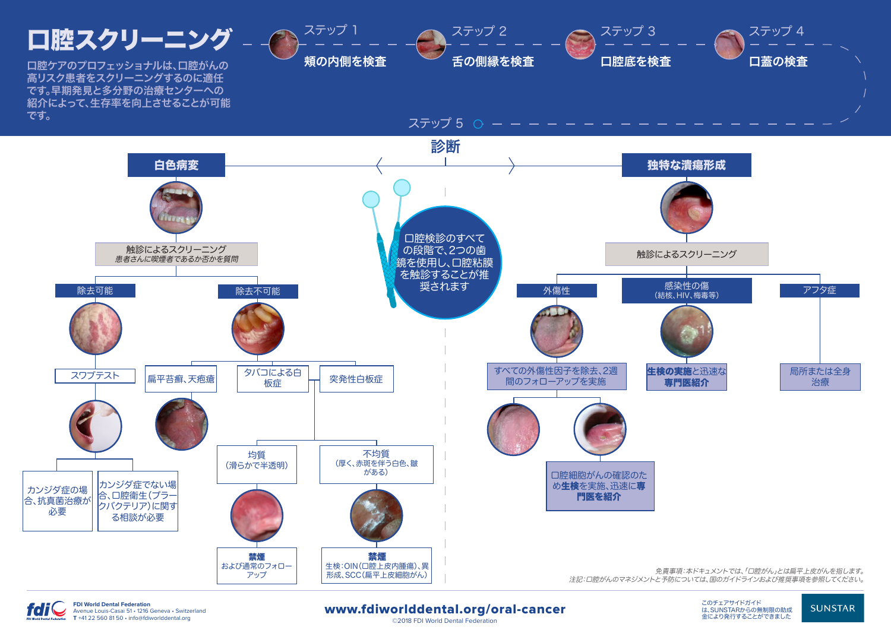# 口腔スクリーニング

口腔ケアのプロフェッショナルは、口腔がんの高リスク患者をスクリーニングするのに適任です。早期発見と多分野の治療センターへの紹介によって、生存率を向上させることが可能です。

- ステップ 1　頬の内側を検査
- ステップ 2　舌の側縁を検査
- ステップ 3　口腔底を検査
- ステップ 4　口蓋の検査
- ステップ 5

## 診断

口腔検診のすべての段階で、2つの歯鏡を使用し、口腔粘膜を触診することが推奨されます

### 白色病変

触診によるスクリーニング
*患者さんに喫煙者であるか否かを質問*

**除去可能**

スワブテスト

- カンジダ症の場合、抗真菌治療が必要
- カンジダ症でない場合、口腔衛生(プラークバクテリア)に関する相談が必要

**除去不可能**

- 扁平苔癬、天疱瘡
- タバコによる白板症
  - 均質（滑らかで半透明）→ **禁煙** および通常のフォローアップ
  - 不均質（厚く、赤斑を伴う白色、皺がある）→ **禁煙** 生検：OIN(口腔上皮内腫瘍)、異形成、SCC(扁平上皮細胞がん)
- 突発性白板症

### 独特な潰瘍形成

触診によるスクリーニング

**外傷性**

すべての外傷性因子を除去、2週間のフォローアップを実施

口腔細胞がんの確認のため**生検**を実施、迅速に**専門医を紹介**

**感染性の傷**（結核、HIV、梅毒等）

**生検の実施**と迅速な**専門医紹介**

**アフタ症**

局所または全身治療

*免責事項：本ドキュメントでは、「口腔がん」とは扁平上皮がんを指します。*
*注記：口腔がんのマネジメントと予防については、国のガイドラインおよび推奨事項を参照してください。*

FDI World Dental Federation
Avenue Louis-Casai 51 • 1216 Geneva • Switzerland
T +41 22 560 81 50 • info@fdiworlddental.org

www.fdiworlddental.org/oral-cancer
©2018 FDI World Dental Federation

このチェアサイドガイドは、SUNSTARからの無制限の助成金により発行することができました

SUNSTAR